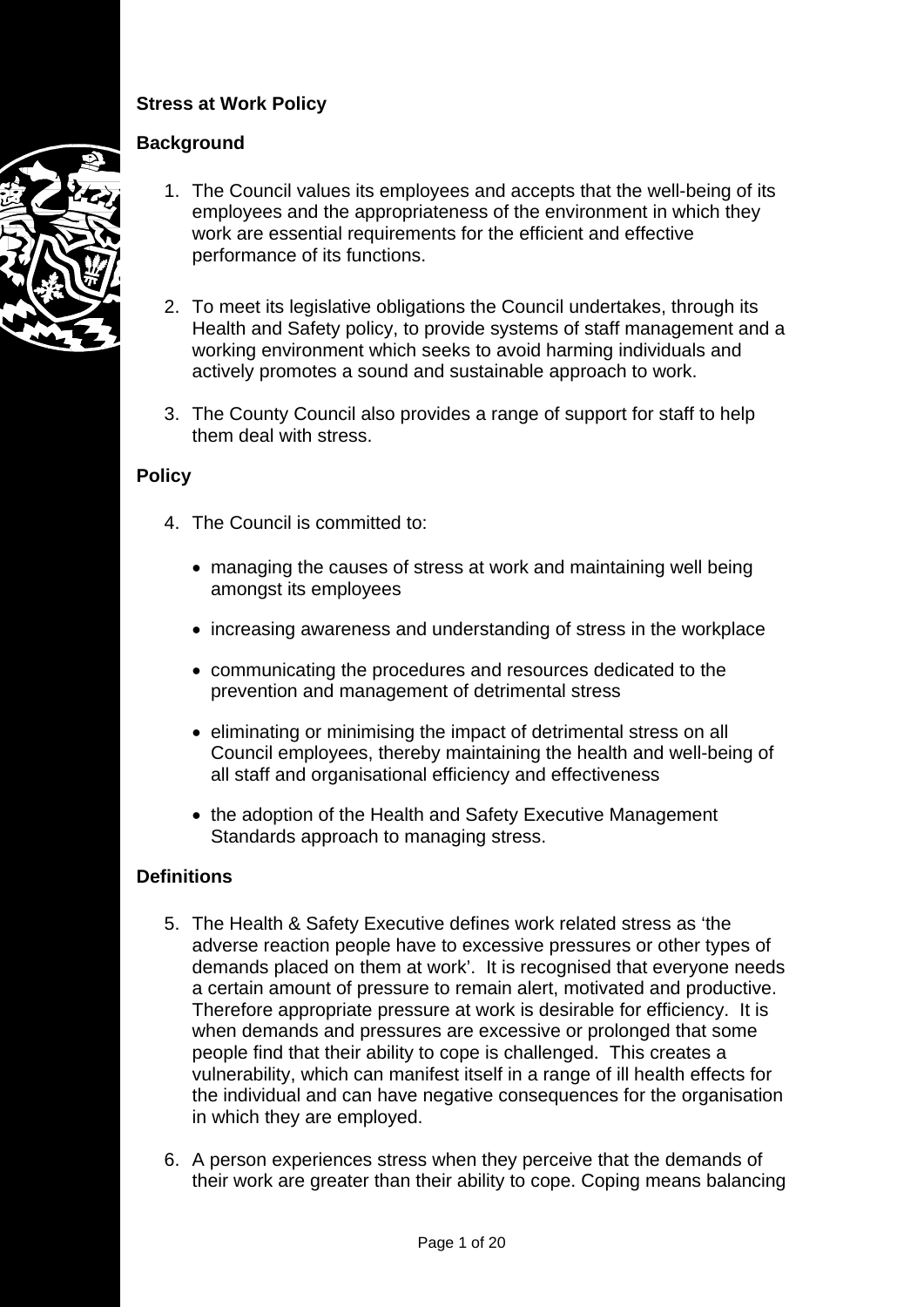# Stress at Work Policy

## Background

1. The Council values its employees and accepts that the well-being of its employees and the appropriateness of the environment in which they work are essential requirements for the efficient and effective performance of its functions.

2. To meet its legislative obligations the Council undertakes, through its Health and Safety policy, to provide systems of staff management and a working environment which seeks to avoid harming individuals and actively promotes a sound and sustainable approach to work.

3. The County Council also provides a range of support for staff to help them deal with stress.

## Policy

4. The Council is committed to:

   - managing the causes of stress at work and maintaining well being amongst its employees
   - increasing awareness and understanding of stress in the workplace
   - communicating the procedures and resources dedicated to the prevention and management of detrimental stress
   - eliminating or minimising the impact of detrimental stress on all Council employees, thereby maintaining the health and well-being of all staff and organisational efficiency and effectiveness
   - the adoption of the Health and Safety Executive Management Standards approach to managing stress.

## Definitions

5. The Health & Safety Executive defines work related stress as 'the adverse reaction people have to excessive pressures or other types of demands placed on them at work'. It is recognised that everyone needs a certain amount of pressure to remain alert, motivated and productive. Therefore appropriate pressure at work is desirable for efficiency. It is when demands and pressures are excessive or prolonged that some people find that their ability to cope is challenged. This creates a vulnerability, which can manifest itself in a range of ill health effects for the individual and can have negative consequences for the organisation in which they are employed.

6. A person experiences stress when they perceive that the demands of their work are greater than their ability to cope. Coping means balancing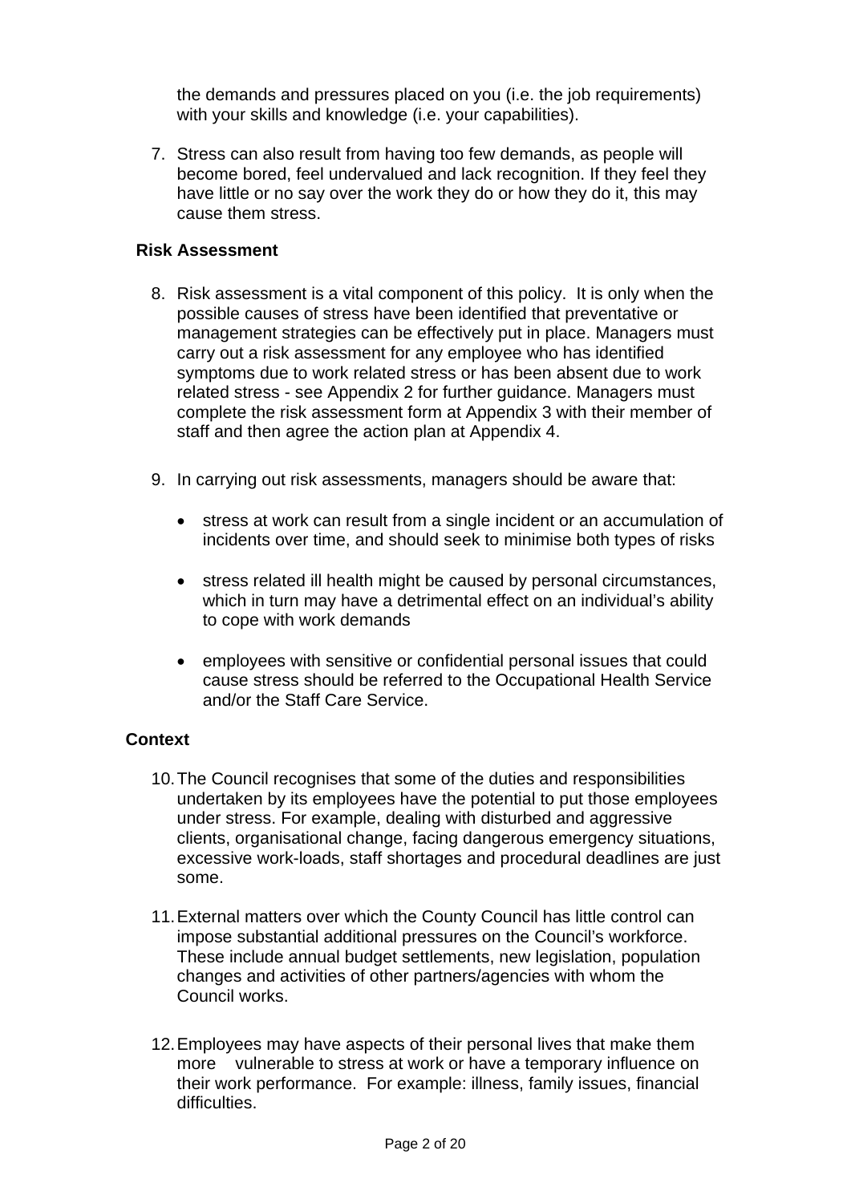the demands and pressures placed on you (i.e. the job requirements) with your skills and knowledge (i.e. your capabilities).

7. Stress can also result from having too few demands, as people will become bored, feel undervalued and lack recognition. If they feel they have little or no say over the work they do or how they do it, this may cause them stress.

**Risk Assessment**

8. Risk assessment is a vital component of this policy. It is only when the possible causes of stress have been identified that preventative or management strategies can be effectively put in place. Managers must carry out a risk assessment for any employee who has identified symptoms due to work related stress or has been absent due to work related stress - see Appendix 2 for further guidance. Managers must complete the risk assessment form at Appendix 3 with their member of staff and then agree the action plan at Appendix 4.

9. In carrying out risk assessments, managers should be aware that:

   - stress at work can result from a single incident or an accumulation of incidents over time, and should seek to minimise both types of risks

   - stress related ill health might be caused by personal circumstances, which in turn may have a detrimental effect on an individual's ability to cope with work demands

   - employees with sensitive or confidential personal issues that could cause stress should be referred to the Occupational Health Service and/or the Staff Care Service.

**Context**

10. The Council recognises that some of the duties and responsibilities undertaken by its employees have the potential to put those employees under stress. For example, dealing with disturbed and aggressive clients, organisational change, facing dangerous emergency situations, excessive work-loads, staff shortages and procedural deadlines are just some.

11. External matters over which the County Council has little control can impose substantial additional pressures on the Council's workforce. These include annual budget settlements, new legislation, population changes and activities of other partners/agencies with whom the Council works.

12. Employees may have aspects of their personal lives that make them more vulnerable to stress at work or have a temporary influence on their work performance. For example: illness, family issues, financial difficulties.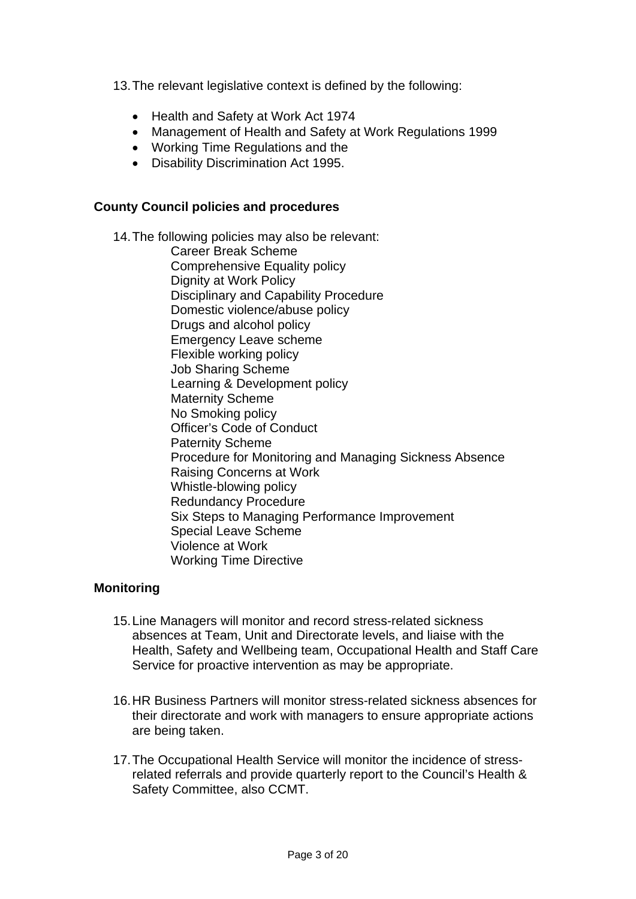13. The relevant legislative context is defined by the following:

    - Health and Safety at Work Act 1974
    - Management of Health and Safety at Work Regulations 1999
    - Working Time Regulations and the
    - Disability Discrimination Act 1995.

**County Council policies and procedures**

14. The following policies may also be relevant:

    Career Break Scheme
    Comprehensive Equality policy
    Dignity at Work Policy
    Disciplinary and Capability Procedure
    Domestic violence/abuse policy
    Drugs and alcohol policy
    Emergency Leave scheme
    Flexible working policy
    Job Sharing Scheme
    Learning & Development policy
    Maternity Scheme
    No Smoking policy
    Officer's Code of Conduct
    Paternity Scheme
    Procedure for Monitoring and Managing Sickness Absence
    Raising Concerns at Work
    Whistle-blowing policy
    Redundancy Procedure
    Six Steps to Managing Performance Improvement
    Special Leave Scheme
    Violence at Work
    Working Time Directive

**Monitoring**

15. Line Managers will monitor and record stress-related sickness absences at Team, Unit and Directorate levels, and liaise with the Health, Safety and Wellbeing team, Occupational Health and Staff Care Service for proactive intervention as may be appropriate.

16. HR Business Partners will monitor stress-related sickness absences for their directorate and work with managers to ensure appropriate actions are being taken.

17. The Occupational Health Service will monitor the incidence of stress-related referrals and provide quarterly report to the Council's Health & Safety Committee, also CCMT.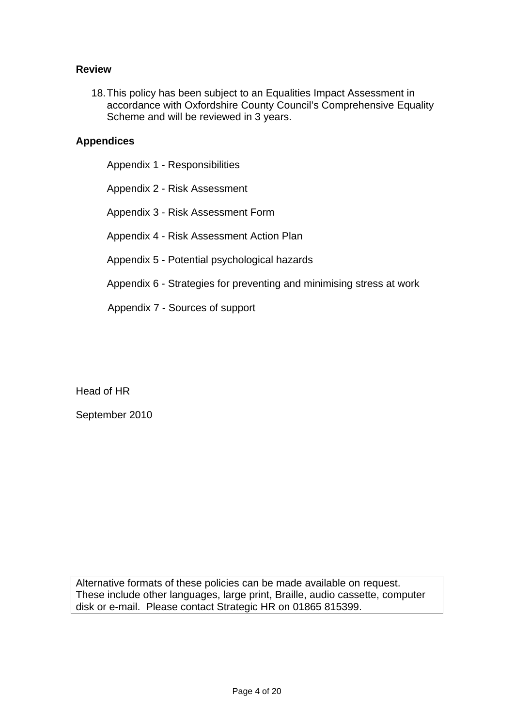## Review

18. This policy has been subject to an Equalities Impact Assessment in accordance with Oxfordshire County Council's Comprehensive Equality Scheme and will be reviewed in 3 years.

## Appendices

Appendix 1 - Responsibilities

Appendix 2 - Risk Assessment

Appendix 3 - Risk Assessment Form

Appendix 4 - Risk Assessment Action Plan

Appendix 5 - Potential psychological hazards

Appendix 6 - Strategies for preventing and minimising stress at work

Appendix 7 - Sources of support

Head of HR

September 2010

Alternative formats of these policies can be made available on request. These include other languages, large print, Braille, audio cassette, computer disk or e-mail. Please contact Strategic HR on 01865 815399.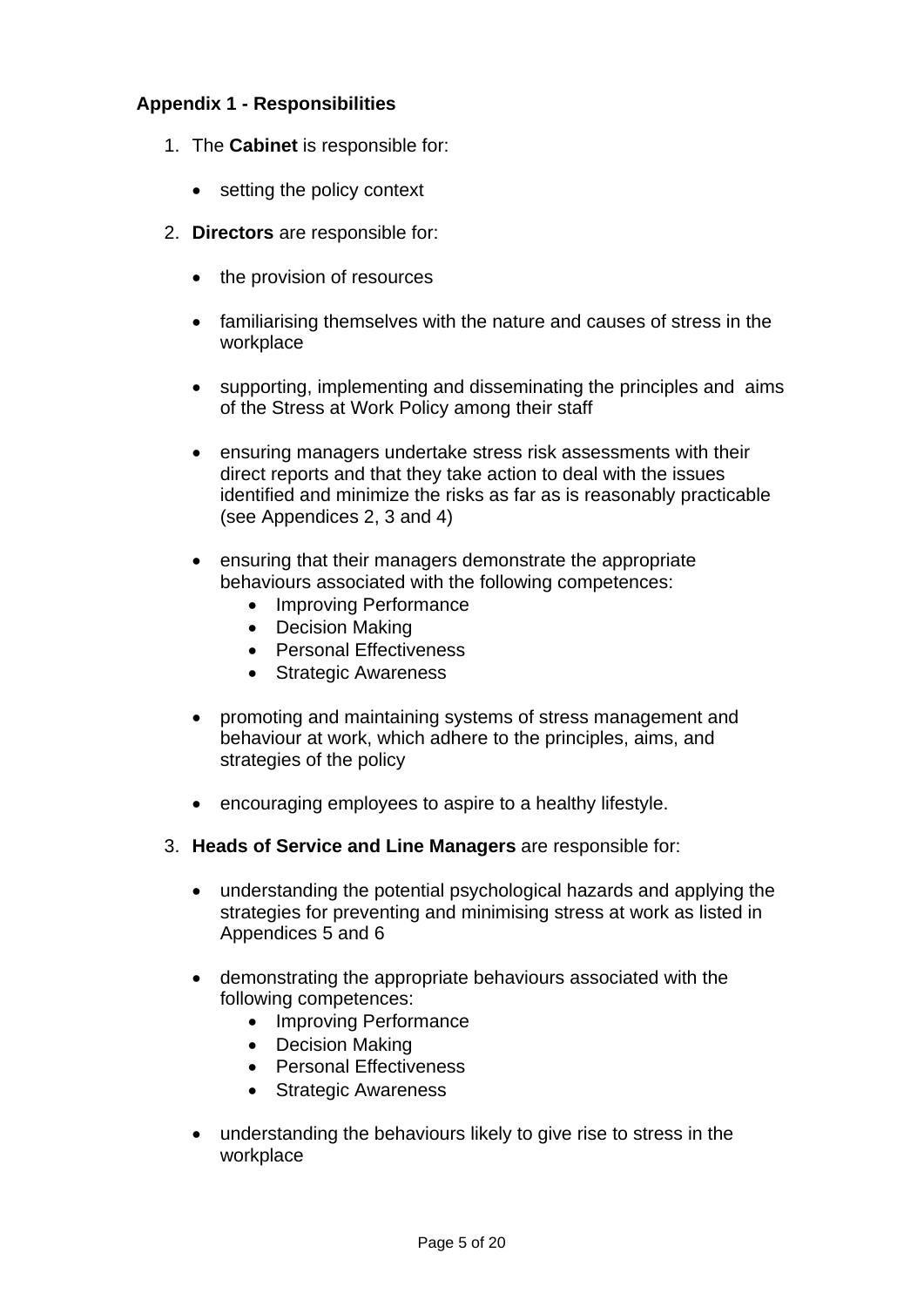**Appendix 1 - Responsibilities**

1. The **Cabinet** is responsible for:

   - setting the policy context

2. **Directors** are responsible for:

   - the provision of resources

   - familiarising themselves with the nature and causes of stress in the workplace

   - supporting, implementing and disseminating the principles and aims of the Stress at Work Policy among their staff

   - ensuring managers undertake stress risk assessments with their direct reports and that they take action to deal with the issues identified and minimize the risks as far as is reasonably practicable (see Appendices 2, 3 and 4)

   - ensuring that their managers demonstrate the appropriate behaviours associated with the following competences:
     - Improving Performance
     - Decision Making
     - Personal Effectiveness
     - Strategic Awareness

   - promoting and maintaining systems of stress management and behaviour at work, which adhere to the principles, aims, and strategies of the policy

   - encouraging employees to aspire to a healthy lifestyle.

3. **Heads of Service and Line Managers** are responsible for:

   - understanding the potential psychological hazards and applying the strategies for preventing and minimising stress at work as listed in Appendices 5 and 6

   - demonstrating the appropriate behaviours associated with the following competences:
     - Improving Performance
     - Decision Making
     - Personal Effectiveness
     - Strategic Awareness

   - understanding the behaviours likely to give rise to stress in the workplace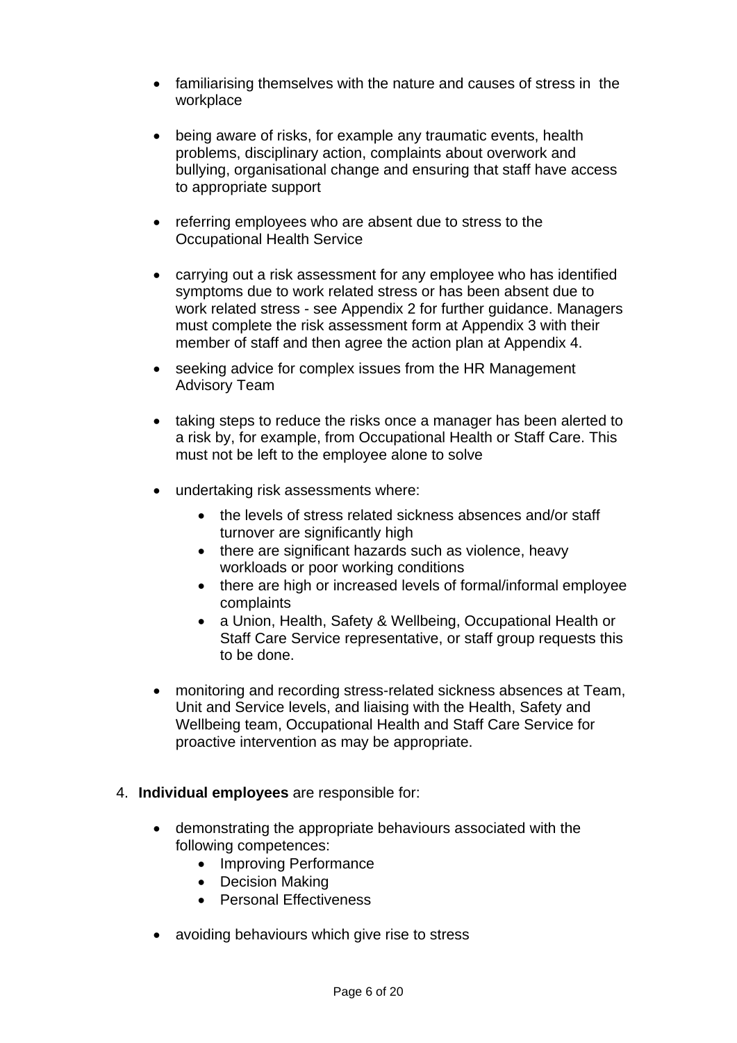- familiarising themselves with the nature and causes of stress in the workplace

- being aware of risks, for example any traumatic events, health problems, disciplinary action, complaints about overwork and bullying, organisational change and ensuring that staff have access to appropriate support

- referring employees who are absent due to stress to the Occupational Health Service

- carrying out a risk assessment for any employee who has identified symptoms due to work related stress or has been absent due to work related stress - see Appendix 2 for further guidance. Managers must complete the risk assessment form at Appendix 3 with their member of staff and then agree the action plan at Appendix 4.

- seeking advice for complex issues from the HR Management Advisory Team

- taking steps to reduce the risks once a manager has been alerted to a risk by, for example, from Occupational Health or Staff Care. This must not be left to the employee alone to solve

- undertaking risk assessments where:
  - the levels of stress related sickness absences and/or staff turnover are significantly high
  - there are significant hazards such as violence, heavy workloads or poor working conditions
  - there are high or increased levels of formal/informal employee complaints
  - a Union, Health, Safety & Wellbeing, Occupational Health or Staff Care Service representative, or staff group requests this to be done.

- monitoring and recording stress-related sickness absences at Team, Unit and Service levels, and liaising with the Health, Safety and Wellbeing team, Occupational Health and Staff Care Service for proactive intervention as may be appropriate.

4. **Individual employees** are responsible for:

   - demonstrating the appropriate behaviours associated with the following competences:
     - Improving Performance
     - Decision Making
     - Personal Effectiveness

   - avoiding behaviours which give rise to stress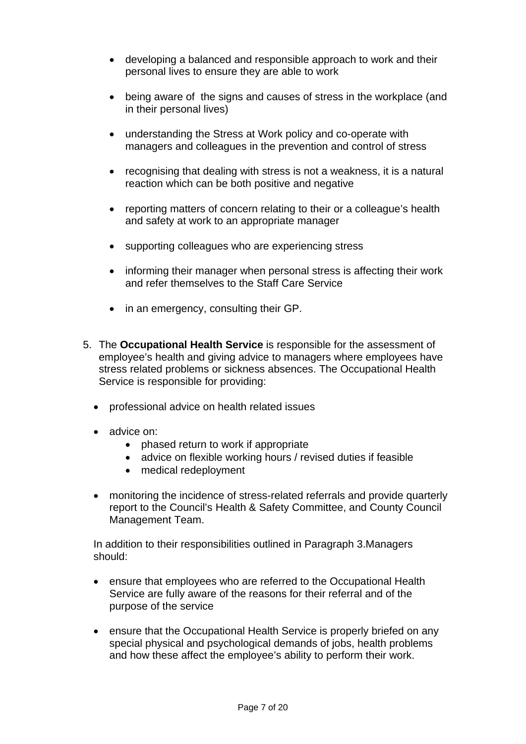- developing a balanced and responsible approach to work and their personal lives to ensure they are able to work

- being aware of  the signs and causes of stress in the workplace (and in their personal lives)

- understanding the Stress at Work policy and co-operate with managers and colleagues in the prevention and control of stress

- recognising that dealing with stress is not a weakness, it is a natural reaction which can be both positive and negative

- reporting matters of concern relating to their or a colleague's health and safety at work to an appropriate manager

- supporting colleagues who are experiencing stress

- informing their manager when personal stress is affecting their work and refer themselves to the Staff Care Service

- in an emergency, consulting their GP.

5. The **Occupational Health Service** is responsible for the assessment of employee's health and giving advice to managers where employees have stress related problems or sickness absences. The Occupational Health Service is responsible for providing:

   - professional advice on health related issues

   - advice on:
     - phased return to work if appropriate
     - advice on flexible working hours / revised duties if feasible
     - medical redeployment

   - monitoring the incidence of stress-related referrals and provide quarterly report to the Council's Health & Safety Committee, and County Council Management Team.

   In addition to their responsibilities outlined in Paragraph 3.Managers should:

   - ensure that employees who are referred to the Occupational Health Service are fully aware of the reasons for their referral and of the purpose of the service

   - ensure that the Occupational Health Service is properly briefed on any special physical and psychological demands of jobs, health problems and how these affect the employee's ability to perform their work.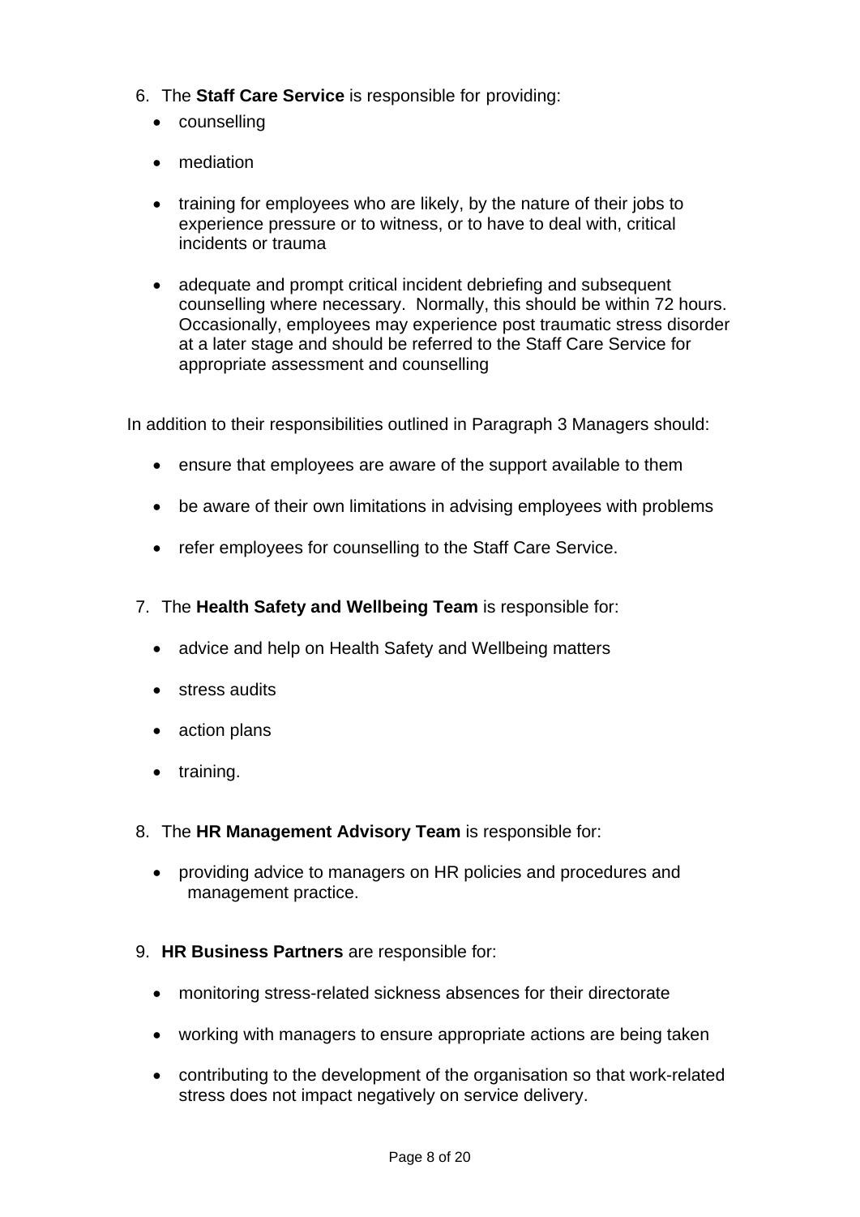6. The **Staff Care Service** is responsible for providing:
   - counselling
   - mediation
   - training for employees who are likely, by the nature of their jobs to experience pressure or to witness, or to have to deal with, critical incidents or trauma
   - adequate and prompt critical incident debriefing and subsequent counselling where necessary. Normally, this should be within 72 hours. Occasionally, employees may experience post traumatic stress disorder at a later stage and should be referred to the Staff Care Service for appropriate assessment and counselling

In addition to their responsibilities outlined in Paragraph 3 Managers should:

- ensure that employees are aware of the support available to them
- be aware of their own limitations in advising employees with problems
- refer employees for counselling to the Staff Care Service.

7. The **Health Safety and Wellbeing Team** is responsible for:
   - advice and help on Health Safety and Wellbeing matters
   - stress audits
   - action plans
   - training.

8. The **HR Management Advisory Team** is responsible for:
   - providing advice to managers on HR policies and procedures and management practice.

9. **HR Business Partners** are responsible for:
   - monitoring stress-related sickness absences for their directorate
   - working with managers to ensure appropriate actions are being taken
   - contributing to the development of the organisation so that work-related stress does not impact negatively on service delivery.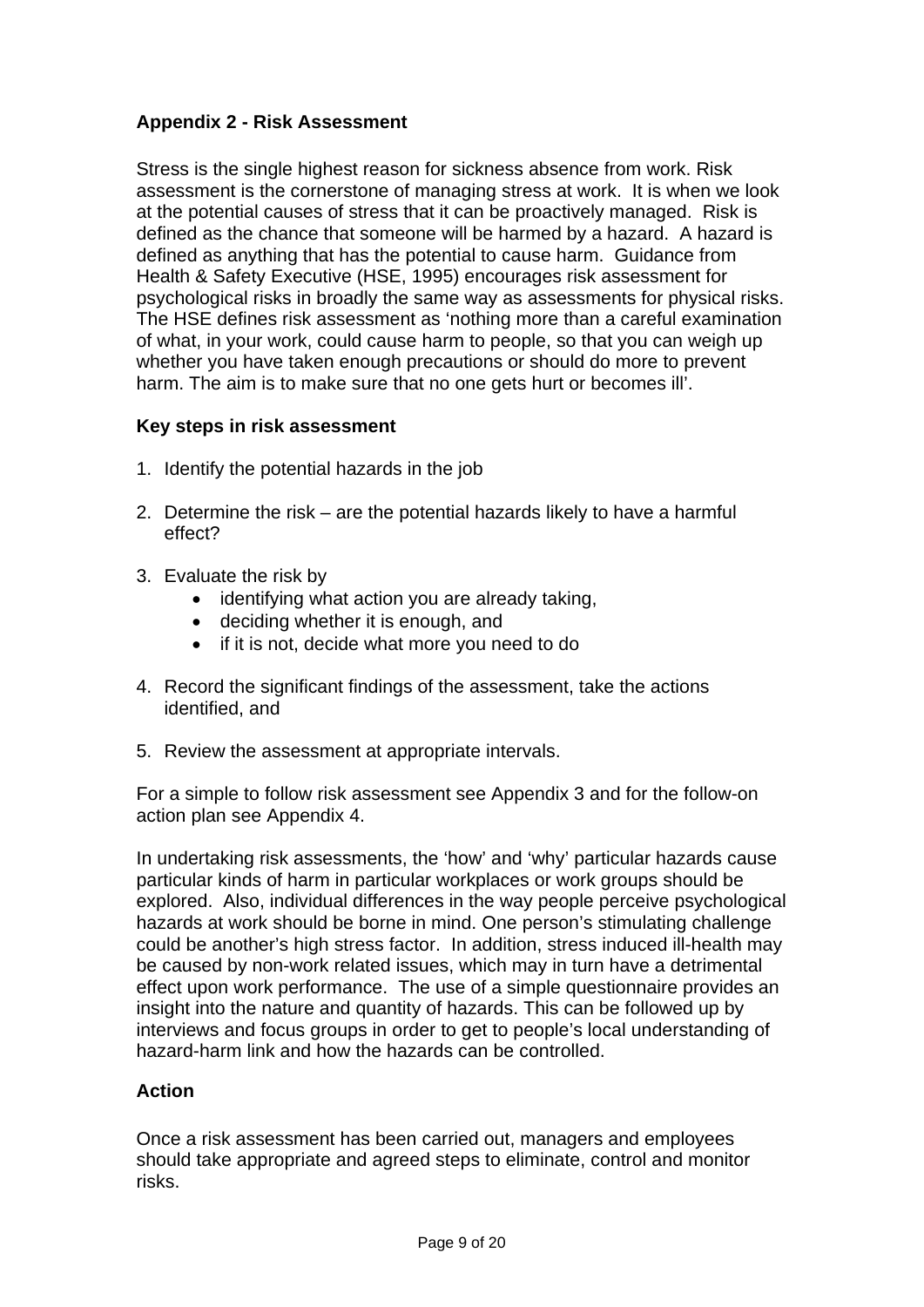## Appendix 2 - Risk Assessment

Stress is the single highest reason for sickness absence from work. Risk assessment is the cornerstone of managing stress at work. It is when we look at the potential causes of stress that it can be proactively managed. Risk is defined as the chance that someone will be harmed by a hazard. A hazard is defined as anything that has the potential to cause harm. Guidance from Health & Safety Executive (HSE, 1995) encourages risk assessment for psychological risks in broadly the same way as assessments for physical risks. The HSE defines risk assessment as 'nothing more than a careful examination of what, in your work, could cause harm to people, so that you can weigh up whether you have taken enough precautions or should do more to prevent harm. The aim is to make sure that no one gets hurt or becomes ill'.

### Key steps in risk assessment

1. Identify the potential hazards in the job

2. Determine the risk – are the potential hazards likely to have a harmful effect?

3. Evaluate the risk by
   - identifying what action you are already taking,
   - deciding whether it is enough, and
   - if it is not, decide what more you need to do

4. Record the significant findings of the assessment, take the actions identified, and

5. Review the assessment at appropriate intervals.

For a simple to follow risk assessment see Appendix 3 and for the follow-on action plan see Appendix 4.

In undertaking risk assessments, the 'how' and 'why' particular hazards cause particular kinds of harm in particular workplaces or work groups should be explored. Also, individual differences in the way people perceive psychological hazards at work should be borne in mind. One person's stimulating challenge could be another's high stress factor. In addition, stress induced ill-health may be caused by non-work related issues, which may in turn have a detrimental effect upon work performance. The use of a simple questionnaire provides an insight into the nature and quantity of hazards. This can be followed up by interviews and focus groups in order to get to people's local understanding of hazard-harm link and how the hazards can be controlled.

### Action

Once a risk assessment has been carried out, managers and employees should take appropriate and agreed steps to eliminate, control and monitor risks.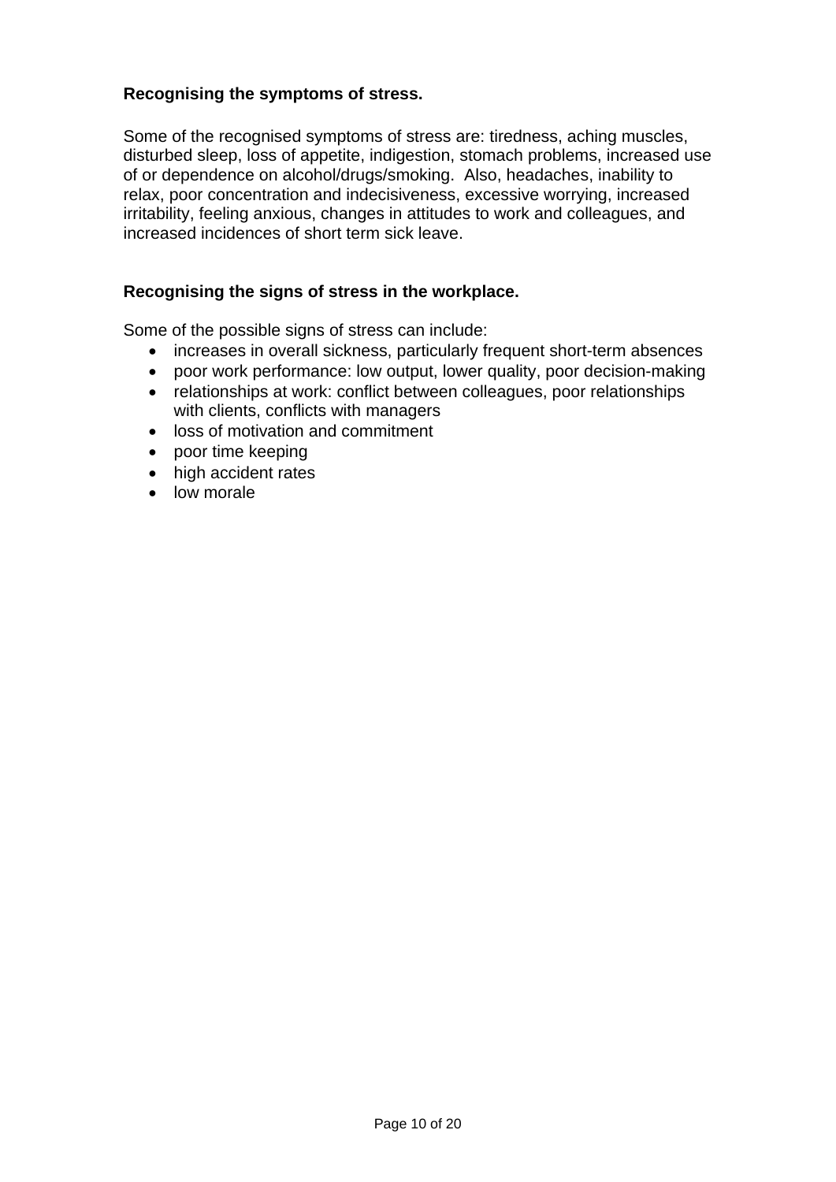### Recognising the symptoms of stress.

Some of the recognised symptoms of stress are: tiredness, aching muscles, disturbed sleep, loss of appetite, indigestion, stomach problems, increased use of or dependence on alcohol/drugs/smoking. Also, headaches, inability to relax, poor concentration and indecisiveness, excessive worrying, increased irritability, feeling anxious, changes in attitudes to work and colleagues, and increased incidences of short term sick leave.

### Recognising the signs of stress in the workplace.

Some of the possible signs of stress can include:

- increases in overall sickness, particularly frequent short-term absences
- poor work performance: low output, lower quality, poor decision-making
- relationships at work: conflict between colleagues, poor relationships with clients, conflicts with managers
- loss of motivation and commitment
- poor time keeping
- high accident rates
- low morale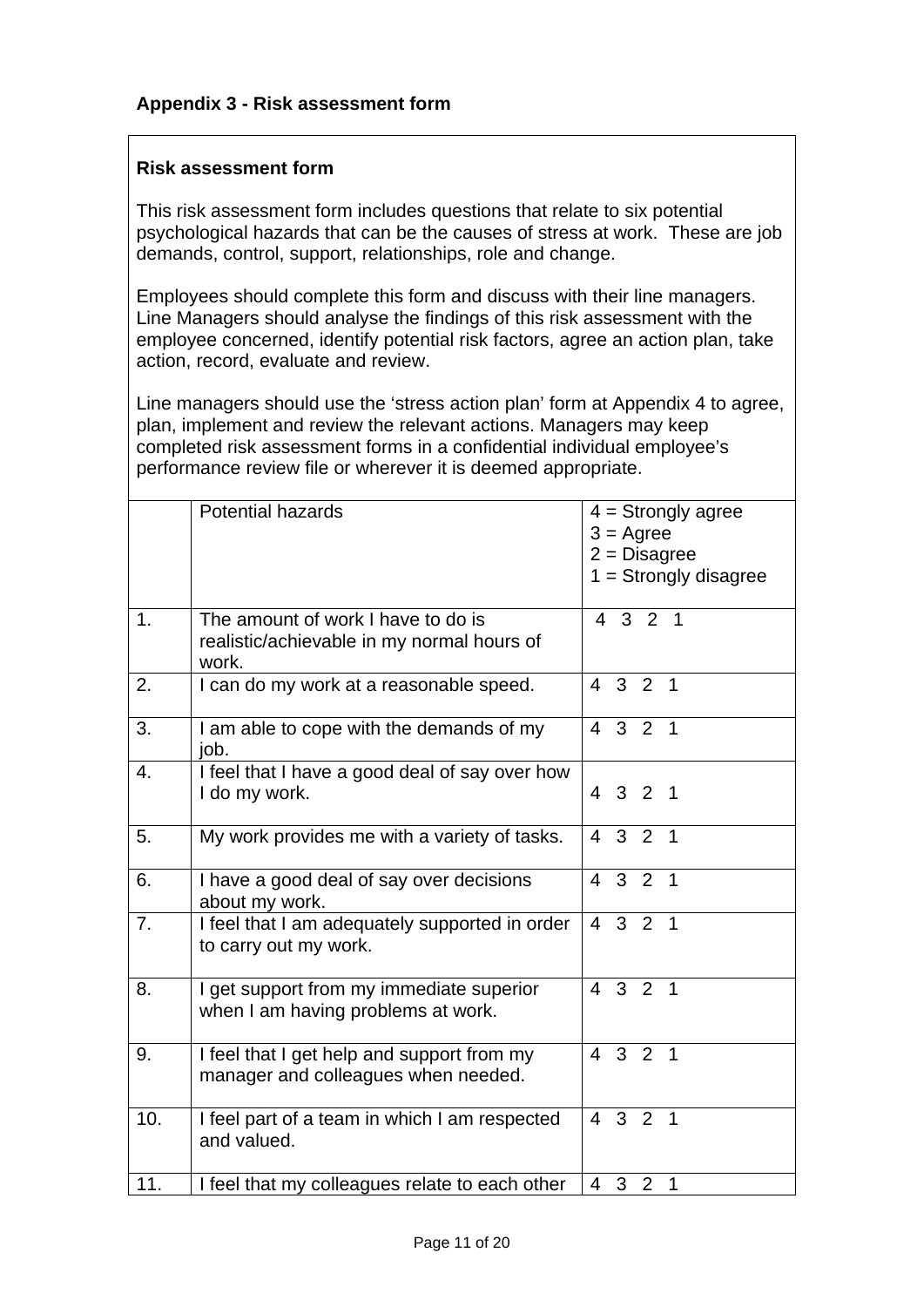### Appendix 3 - Risk assessment form

**Risk assessment form**

This risk assessment form includes questions that relate to six potential psychological hazards that can be the causes of stress at work. These are job demands, control, support, relationships, role and change.

Employees should complete this form and discuss with their line managers. Line Managers should analyse the findings of this risk assessment with the employee concerned, identify potential risk factors, agree an action plan, take action, record, evaluate and review.

Line managers should use the 'stress action plan' form at Appendix 4 to agree, plan, implement and review the relevant actions. Managers may keep completed risk assessment forms in a confidential individual employee's performance review file or wherever it is deemed appropriate.

| | Potential hazards | 4 = Strongly agree<br>3 = Agree<br>2 = Disagree<br>1 = Strongly disagree |
|---|---|---|
| 1. | The amount of work I have to do is realistic/achievable in my normal hours of work. | 4 3 2 1 |
| 2. | I can do my work at a reasonable speed. | 4 3 2 1 |
| 3. | I am able to cope with the demands of my job. | 4 3 2 1 |
| 4. | I feel that I have a good deal of say over how I do my work. | 4 3 2 1 |
| 5. | My work provides me with a variety of tasks. | 4 3 2 1 |
| 6. | I have a good deal of say over decisions about my work. | 4 3 2 1 |
| 7. | I feel that I am adequately supported in order to carry out my work. | 4 3 2 1 |
| 8. | I get support from my immediate superior when I am having problems at work. | 4 3 2 1 |
| 9. | I feel that I get help and support from my manager and colleagues when needed. | 4 3 2 1 |
| 10. | I feel part of a team in which I am respected and valued. | 4 3 2 1 |
| 11. | I feel that my colleagues relate to each other | 4 3 2 1 |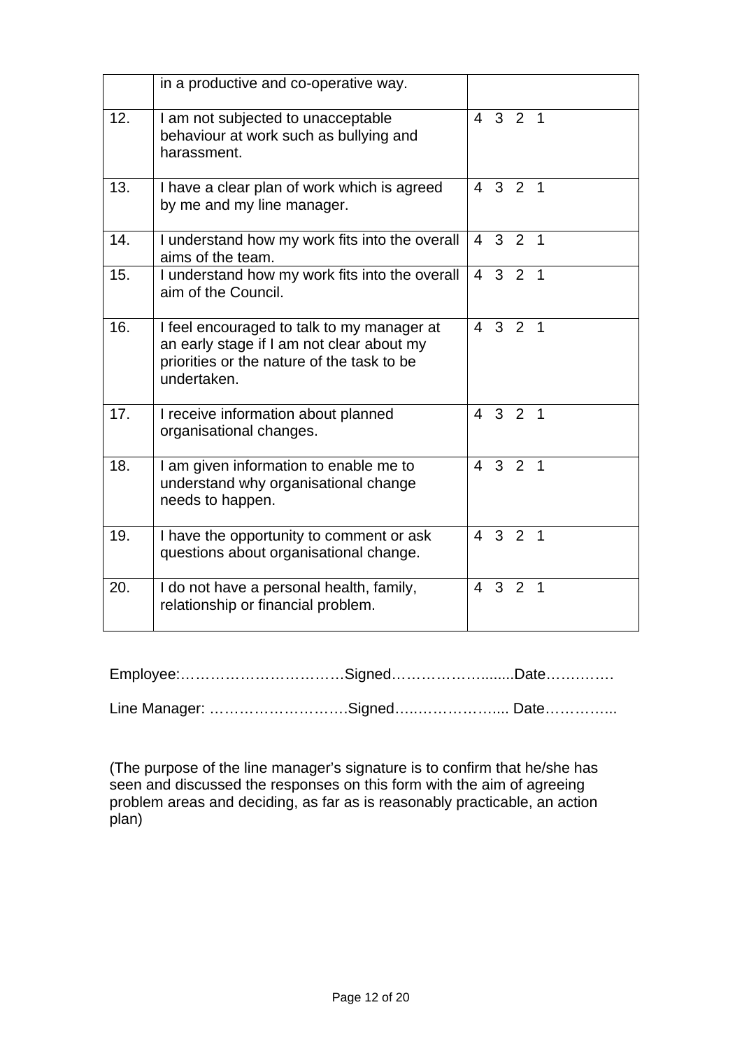|  |  |  |
|---|---|---|
|  | in a productive and co-operative way. |  |
| 12. | I am not subjected to unacceptable behaviour at work such as bullying and harassment. | 4 3 2 1 |
| 13. | I have a clear plan of work which is agreed by me and my line manager. | 4 3 2 1 |
| 14. | I understand how my work fits into the overall aims of the team. | 4 3 2 1 |
| 15. | I understand how my work fits into the overall aim of the Council. | 4 3 2 1 |
| 16. | I feel encouraged to talk to my manager at an early stage if I am not clear about my priorities or the nature of the task to be undertaken. | 4 3 2 1 |
| 17. | I receive information about planned organisational changes. | 4 3 2 1 |
| 18. | I am given information to enable me to understand why organisational change needs to happen. | 4 3 2 1 |
| 19. | I have the opportunity to comment or ask questions about organisational change. | 4 3 2 1 |
| 20. | I do not have a personal health, family, relationship or financial problem. | 4 3 2 1 |

Employee:……………………………Signed……………….......Date………….

Line Manager: ……………………….Signed….……………..... Date…………...

(The purpose of the line manager's signature is to confirm that he/she has seen and discussed the responses on this form with the aim of agreeing problem areas and deciding, as far as is reasonably practicable, an action plan)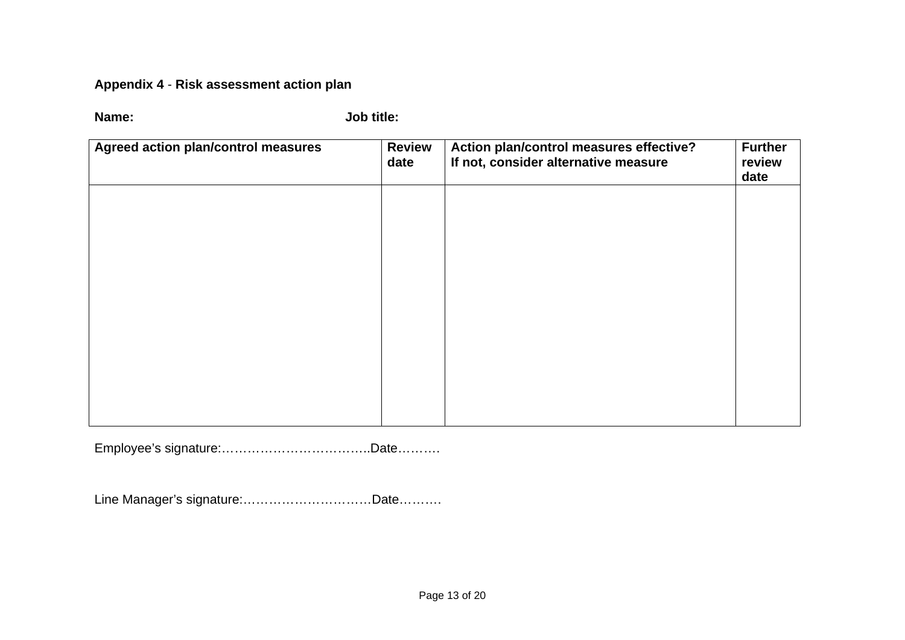**Appendix 4** - **Risk assessment action plan**

**Name:** **Job title:**

| Agreed action plan/control measures | Review date | Action plan/control measures effective? If not, consider alternative measure | Further review date |
|---|---|---|---|
| | | | |

Employee's signature:……………………………..Date……….

Line Manager's signature:…………………………Date……….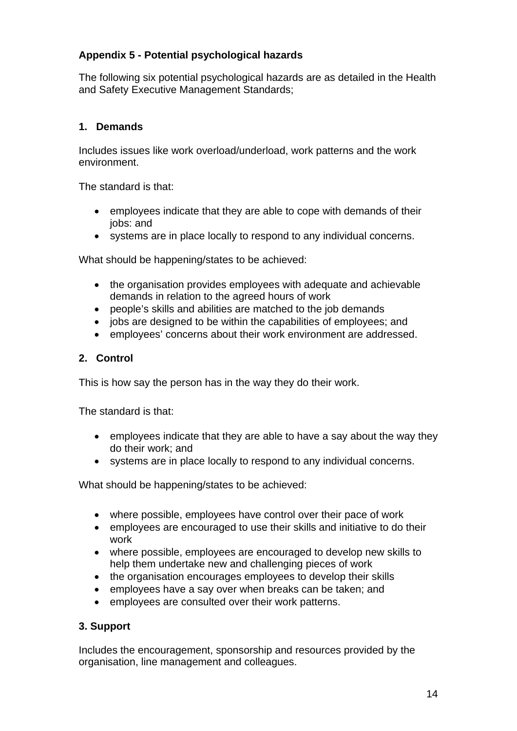**Appendix 5 - Potential psychological hazards**

The following six potential psychological hazards are as detailed in the Health and Safety Executive Management Standards;

**1. Demands**

Includes issues like work overload/underload, work patterns and the work environment.

The standard is that:

- employees indicate that they are able to cope with demands of their jobs: and
- systems are in place locally to respond to any individual concerns.

What should be happening/states to be achieved:

- the organisation provides employees with adequate and achievable demands in relation to the agreed hours of work
- people's skills and abilities are matched to the job demands
- jobs are designed to be within the capabilities of employees; and
- employees' concerns about their work environment are addressed.

**2. Control**

This is how say the person has in the way they do their work.

The standard is that:

- employees indicate that they are able to have a say about the way they do their work; and
- systems are in place locally to respond to any individual concerns.

What should be happening/states to be achieved:

- where possible, employees have control over their pace of work
- employees are encouraged to use their skills and initiative to do their work
- where possible, employees are encouraged to develop new skills to help them undertake new and challenging pieces of work
- the organisation encourages employees to develop their skills
- employees have a say over when breaks can be taken; and
- employees are consulted over their work patterns.

**3. Support**

Includes the encouragement, sponsorship and resources provided by the organisation, line management and colleagues.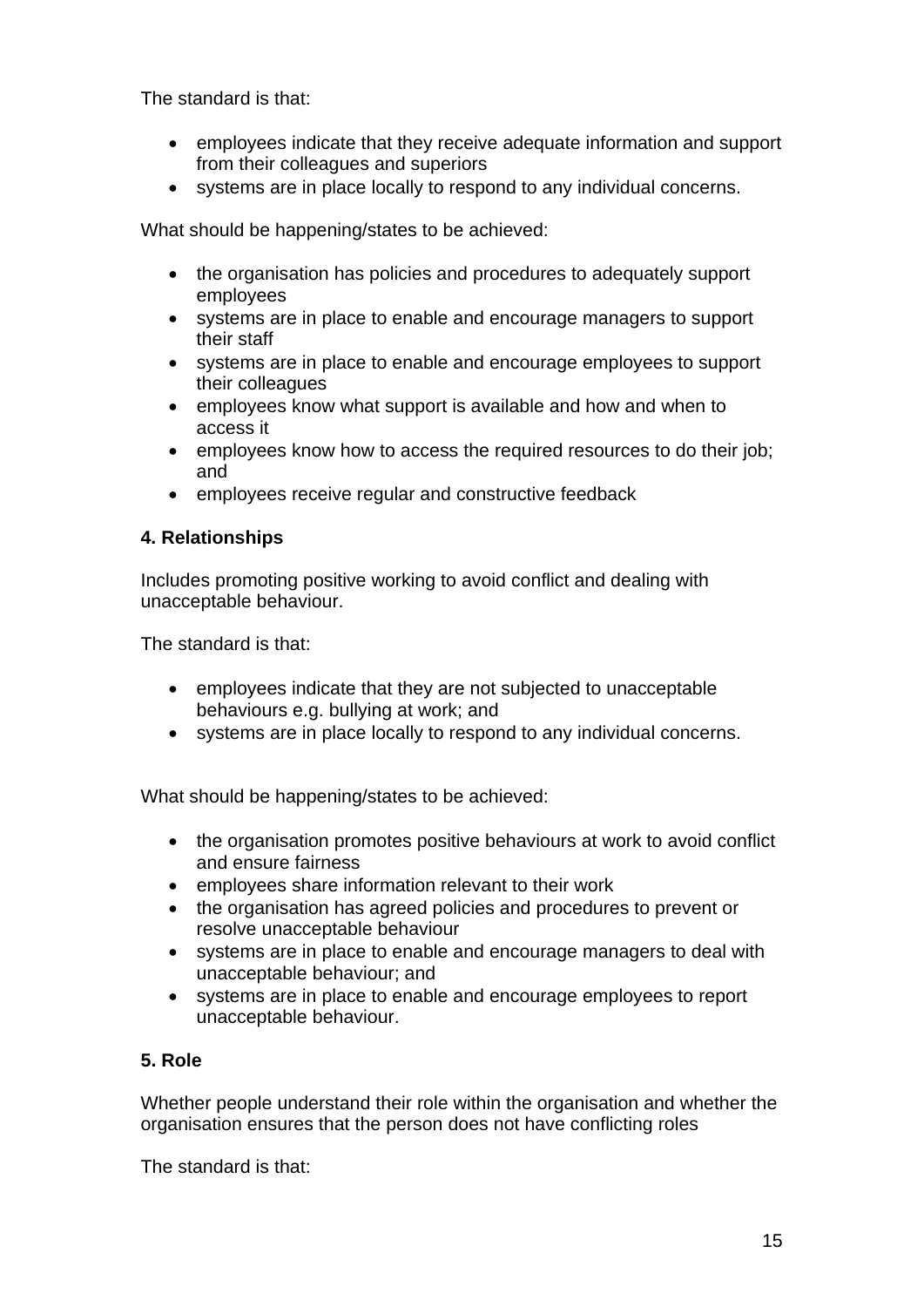The standard is that:

- employees indicate that they receive adequate information and support from their colleagues and superiors
- systems are in place locally to respond to any individual concerns.

What should be happening/states to be achieved:

- the organisation has policies and procedures to adequately support employees
- systems are in place to enable and encourage managers to support their staff
- systems are in place to enable and encourage employees to support their colleagues
- employees know what support is available and how and when to access it
- employees know how to access the required resources to do their job; and
- employees receive regular and constructive feedback

**4. Relationships**

Includes promoting positive working to avoid conflict and dealing with unacceptable behaviour.

The standard is that:

- employees indicate that they are not subjected to unacceptable behaviours e.g. bullying at work; and
- systems are in place locally to respond to any individual concerns.

What should be happening/states to be achieved:

- the organisation promotes positive behaviours at work to avoid conflict and ensure fairness
- employees share information relevant to their work
- the organisation has agreed policies and procedures to prevent or resolve unacceptable behaviour
- systems are in place to enable and encourage managers to deal with unacceptable behaviour; and
- systems are in place to enable and encourage employees to report unacceptable behaviour.

**5. Role**

Whether people understand their role within the organisation and whether the organisation ensures that the person does not have conflicting roles

The standard is that: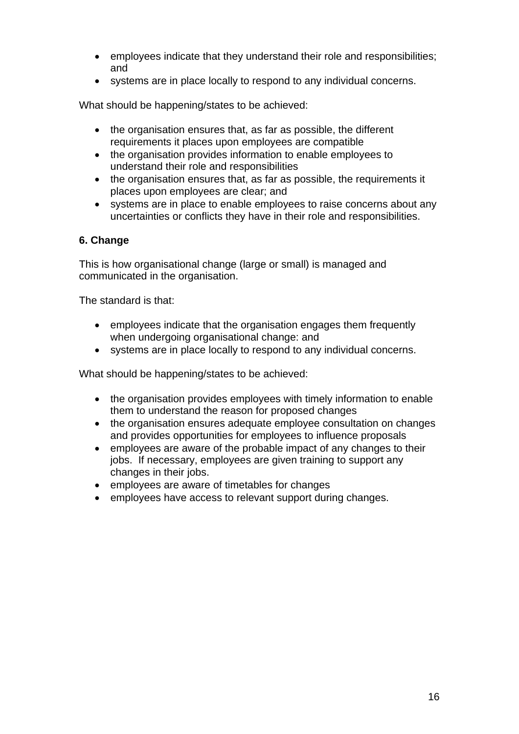- employees indicate that they understand their role and responsibilities; and
- systems are in place locally to respond to any individual concerns.

What should be happening/states to be achieved:

- the organisation ensures that, as far as possible, the different requirements it places upon employees are compatible
- the organisation provides information to enable employees to understand their role and responsibilities
- the organisation ensures that, as far as possible, the requirements it places upon employees are clear; and
- systems are in place to enable employees to raise concerns about any uncertainties or conflicts they have in their role and responsibilities.

**6. Change**

This is how organisational change (large or small) is managed and communicated in the organisation.

The standard is that:

- employees indicate that the organisation engages them frequently when undergoing organisational change: and
- systems are in place locally to respond to any individual concerns.

What should be happening/states to be achieved:

- the organisation provides employees with timely information to enable them to understand the reason for proposed changes
- the organisation ensures adequate employee consultation on changes and provides opportunities for employees to influence proposals
- employees are aware of the probable impact of any changes to their jobs. If necessary, employees are given training to support any changes in their jobs.
- employees are aware of timetables for changes
- employees have access to relevant support during changes.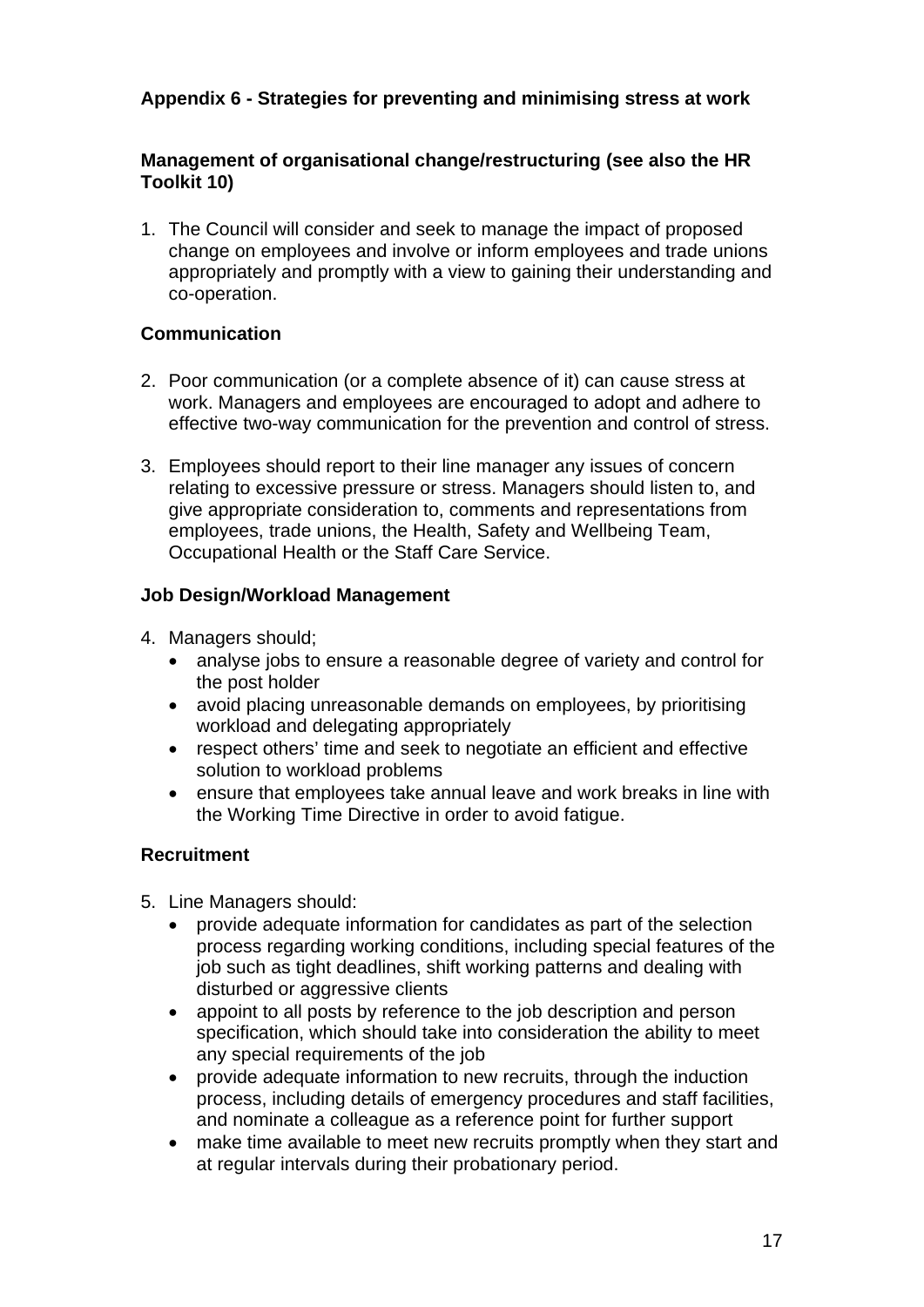## Appendix 6 - Strategies for preventing and minimising stress at work

### Management of organisational change/restructuring (see also the HR Toolkit 10)

1. The Council will consider and seek to manage the impact of proposed change on employees and involve or inform employees and trade unions appropriately and promptly with a view to gaining their understanding and co-operation.

### Communication

2. Poor communication (or a complete absence of it) can cause stress at work. Managers and employees are encouraged to adopt and adhere to effective two-way communication for the prevention and control of stress.

3. Employees should report to their line manager any issues of concern relating to excessive pressure or stress. Managers should listen to, and give appropriate consideration to, comments and representations from employees, trade unions, the Health, Safety and Wellbeing Team, Occupational Health or the Staff Care Service.

### Job Design/Workload Management

4. Managers should;
   - analyse jobs to ensure a reasonable degree of variety and control for the post holder
   - avoid placing unreasonable demands on employees, by prioritising workload and delegating appropriately
   - respect others' time and seek to negotiate an efficient and effective solution to workload problems
   - ensure that employees take annual leave and work breaks in line with the Working Time Directive in order to avoid fatigue.

### Recruitment

5. Line Managers should:
   - provide adequate information for candidates as part of the selection process regarding working conditions, including special features of the job such as tight deadlines, shift working patterns and dealing with disturbed or aggressive clients
   - appoint to all posts by reference to the job description and person specification, which should take into consideration the ability to meet any special requirements of the job
   - provide adequate information to new recruits, through the induction process, including details of emergency procedures and staff facilities, and nominate a colleague as a reference point for further support
   - make time available to meet new recruits promptly when they start and at regular intervals during their probationary period.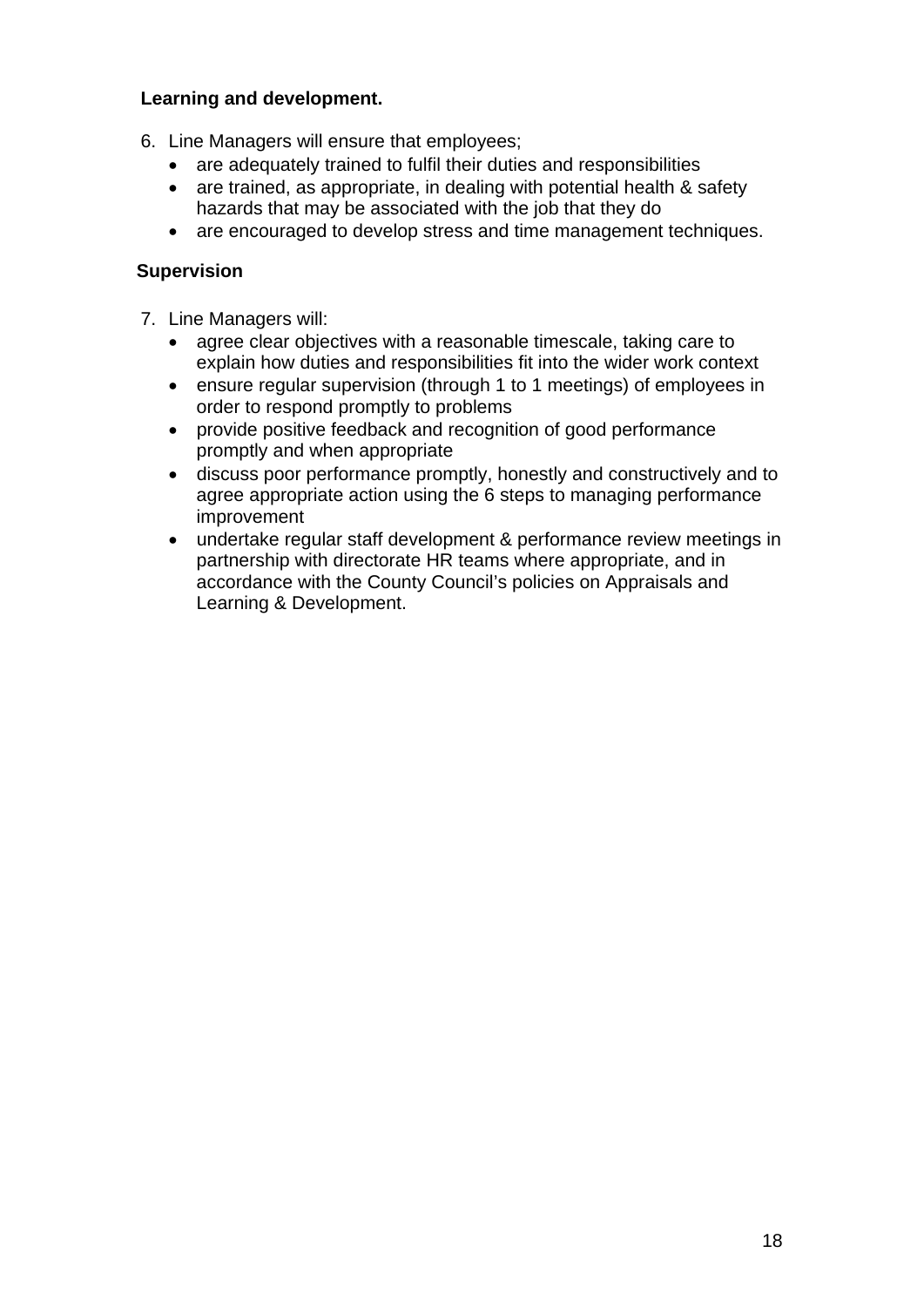**Learning and development.**

6. Line Managers will ensure that employees;
   - are adequately trained to fulfil their duties and responsibilities
   - are trained, as appropriate, in dealing with potential health & safety hazards that may be associated with the job that they do
   - are encouraged to develop stress and time management techniques.

**Supervision**

7. Line Managers will:
   - agree clear objectives with a reasonable timescale, taking care to explain how duties and responsibilities fit into the wider work context
   - ensure regular supervision (through 1 to 1 meetings) of employees in order to respond promptly to problems
   - provide positive feedback and recognition of good performance promptly and when appropriate
   - discuss poor performance promptly, honestly and constructively and to agree appropriate action using the 6 steps to managing performance improvement
   - undertake regular staff development & performance review meetings in partnership with directorate HR teams where appropriate, and in accordance with the County Council's policies on Appraisals and Learning & Development.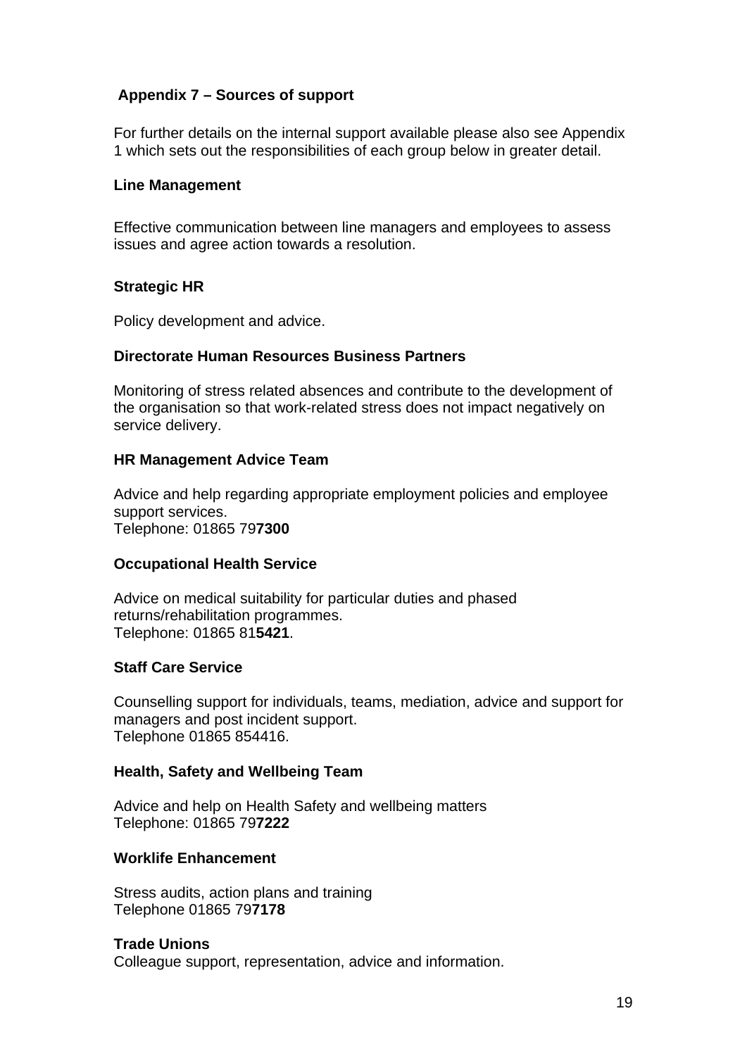## Appendix 7 – Sources of support

For further details on the internal support available please also see Appendix 1 which sets out the responsibilities of each group below in greater detail.

### Line Management

Effective communication between line managers and employees to assess issues and agree action towards a resolution.

### Strategic HR

Policy development and advice.

### Directorate Human Resources Business Partners

Monitoring of stress related absences and contribute to the development of the organisation so that work-related stress does not impact negatively on service delivery.

### HR Management Advice Team

Advice and help regarding appropriate employment policies and employee support services.
Telephone: 01865 79**7300**

### Occupational Health Service

Advice on medical suitability for particular duties and phased returns/rehabilitation programmes.
Telephone: 01865 81**5421**.

### Staff Care Service

Counselling support for individuals, teams, mediation, advice and support for managers and post incident support.
Telephone 01865 854416.

### Health, Safety and Wellbeing Team

Advice and help on Health Safety and wellbeing matters
Telephone: 01865 79**7222**

### Worklife Enhancement

Stress audits, action plans and training
Telephone 01865 79**7178**

### Trade Unions

Colleague support, representation, advice and information.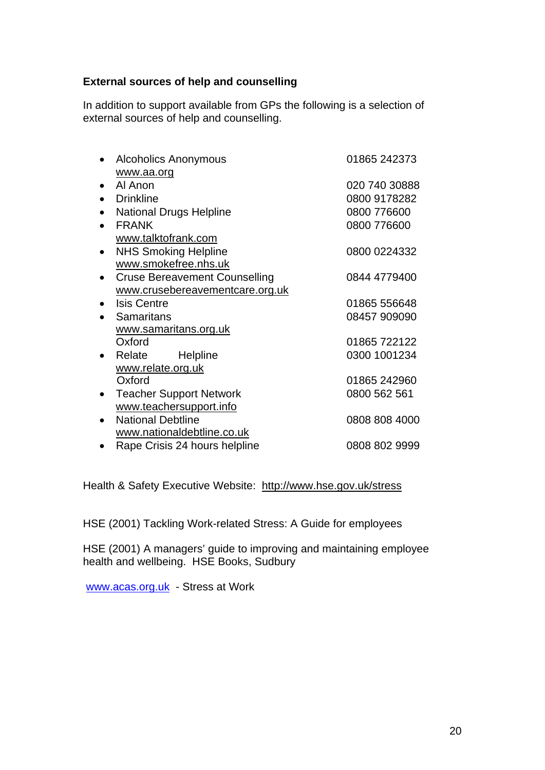**External sources of help and counselling**

In addition to support available from GPs the following is a selection of external sources of help and counselling.

- Alcoholics Anonymous 01865 242373
  www.aa.org
- Al Anon 020 740 30888
- Drinkline 0800 9178282
- National Drugs Helpline 0800 776600
- FRANK 0800 776600
  www.talktofrank.com
- NHS Smoking Helpline 0800 0224332
  www.smokefree.nhs.uk
- Cruse Bereavement Counselling 0844 4779400
  www.crusebereavementcare.org.uk
- Isis Centre 01865 556648
- Samaritans 08457 909090
  www.samaritans.org.uk
  Oxford 01865 722122
- Relate Helpline 0300 1001234
  www.relate.org.uk
  Oxford 01865 242960
- Teacher Support Network 0800 562 561
  www.teachersupport.info
- National Debtline 0808 808 4000
  www.nationaldebtline.co.uk
- Rape Crisis 24 hours helpline 0808 802 9999

Health & Safety Executive Website: http://www.hse.gov.uk/stress

HSE (2001) Tackling Work-related Stress: A Guide for employees

HSE (2001) A managers' guide to improving and maintaining employee health and wellbeing. HSE Books, Sudbury

www.acas.org.uk - Stress at Work